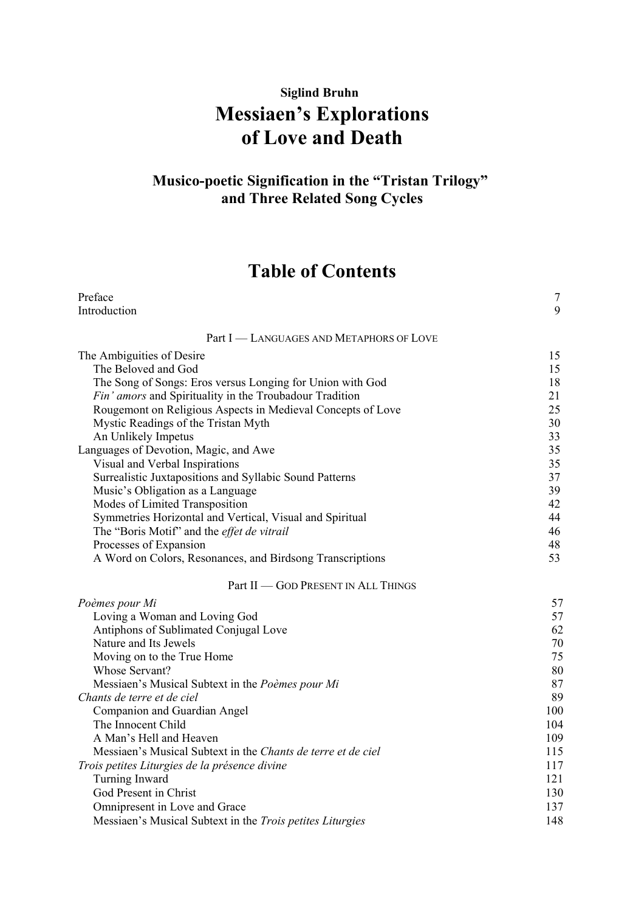**Siglind Bruhn**

# Messiaen's Explorations of Love and Death

### Musico-poetic Signification in the "Tristan Trilogy" and Three Related Song Cycles

## Table of Contents

| | |
|---|---|
| Preface | 7 |
| Introduction | 9 |
| Part I — LANGUAGES AND METAPHORS OF LOVE | |
| The Ambiguities of Desire | 15 |
| The Beloved and God | 15 |
| The Song of Songs: Eros versus Longing for Union with God | 18 |
| *Fin' amors* and Spirituality in the Troubadour Tradition | 21 |
| Rougemont on Religious Aspects in Medieval Concepts of Love | 25 |
| Mystic Readings of the Tristan Myth | 30 |
| An Unlikely Impetus | 33 |
| Languages of Devotion, Magic, and Awe | 35 |
| Visual and Verbal Inspirations | 35 |
| Surrealistic Juxtapositions and Syllabic Sound Patterns | 37 |
| Music's Obligation as a Language | 39 |
| Modes of Limited Transposition | 42 |
| Symmetries Horizontal and Vertical, Visual and Spiritual | 44 |
| The "Boris Motif" and the *effet de vitrail* | 46 |
| Processes of Expansion | 48 |
| A Word on Colors, Resonances, and Birdsong Transcriptions | 53 |
| Part II — GOD PRESENT IN ALL THINGS | |
| *Poèmes pour Mi* | 57 |
| Loving a Woman and Loving God | 57 |
| Antiphons of Sublimated Conjugal Love | 62 |
| Nature and Its Jewels | 70 |
| Moving on to the True Home | 75 |
| Whose Servant? | 80 |
| Messiaen's Musical Subtext in the *Poèmes pour Mi* | 87 |
| *Chants de terre et de ciel* | 89 |
| Companion and Guardian Angel | 100 |
| The Innocent Child | 104 |
| A Man's Hell and Heaven | 109 |
| Messiaen's Musical Subtext in the *Chants de terre et de ciel* | 115 |
| *Trois petites Liturgies de la présence divine* | 117 |
| Turning Inward | 121 |
| God Present in Christ | 130 |
| Omnipresent in Love and Grace | 137 |
| Messiaen's Musical Subtext in the *Trois petites Liturgies* | 148 |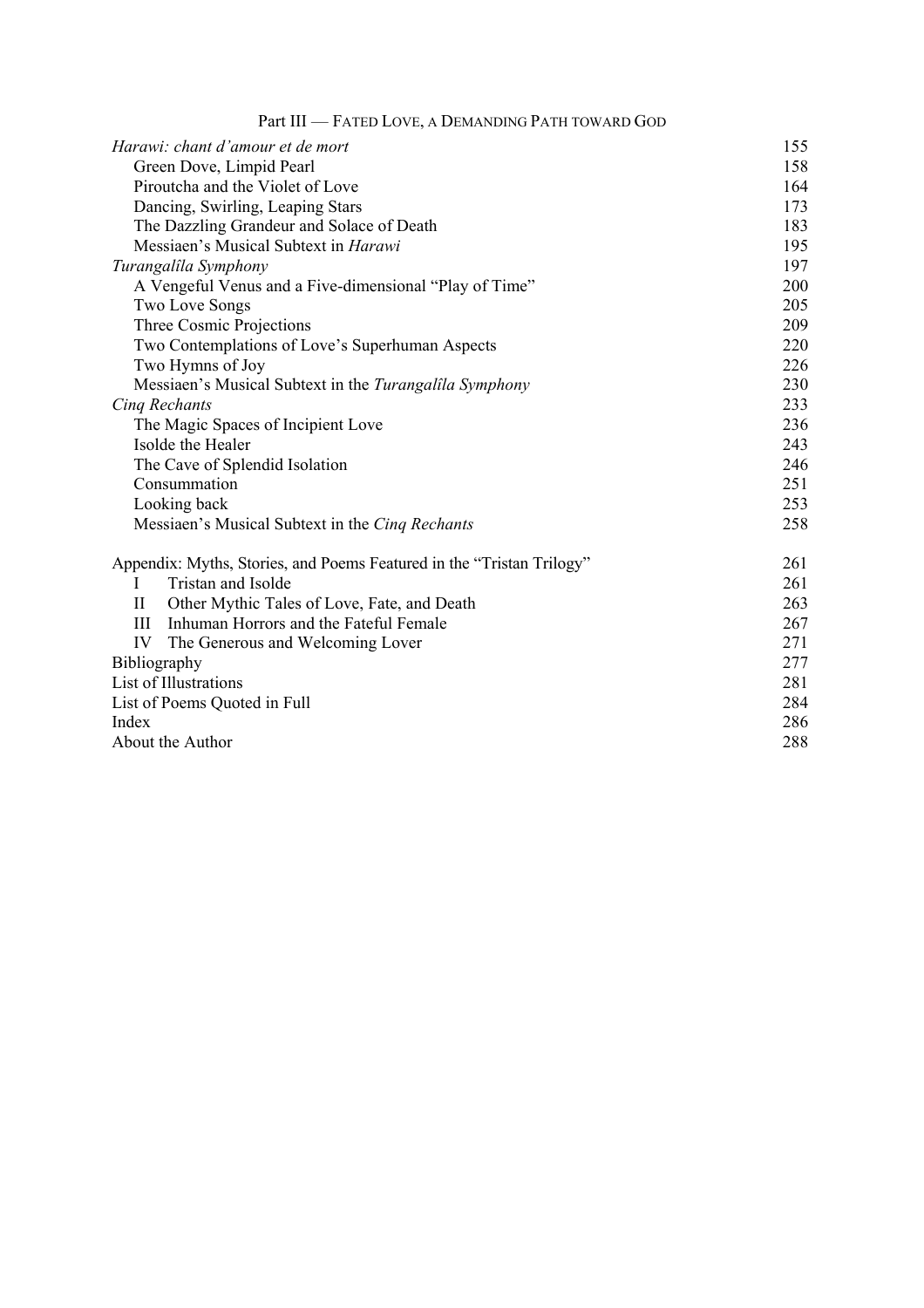Part III — Fated Love, a Demanding Path toward God

| | |
|---|---|
| *Harawi: chant d'amour et de mort* | 155 |
| Green Dove, Limpid Pearl | 158 |
| Piroutcha and the Violet of Love | 164 |
| Dancing, Swirling, Leaping Stars | 173 |
| The Dazzling Grandeur and Solace of Death | 183 |
| Messiaen's Musical Subtext in *Harawi* | 195 |
| *Turangalîla Symphony* | 197 |
| A Vengeful Venus and a Five-dimensional "Play of Time" | 200 |
| Two Love Songs | 205 |
| Three Cosmic Projections | 209 |
| Two Contemplations of Love's Superhuman Aspects | 220 |
| Two Hymns of Joy | 226 |
| Messiaen's Musical Subtext in the *Turangalîla Symphony* | 230 |
| *Cinq Rechants* | 233 |
| The Magic Spaces of Incipient Love | 236 |
| Isolde the Healer | 243 |
| The Cave of Splendid Isolation | 246 |
| Consummation | 251 |
| Looking back | 253 |
| Messiaen's Musical Subtext in the *Cinq Rechants* | 258 |
| Appendix: Myths, Stories, and Poems Featured in the "Tristan Trilogy" | 261 |
| I Tristan and Isolde | 261 |
| II Other Mythic Tales of Love, Fate, and Death | 263 |
| III Inhuman Horrors and the Fateful Female | 267 |
| IV The Generous and Welcoming Lover | 271 |
| Bibliography | 277 |
| List of Illustrations | 281 |
| List of Poems Quoted in Full | 284 |
| Index | 286 |
| About the Author | 288 |